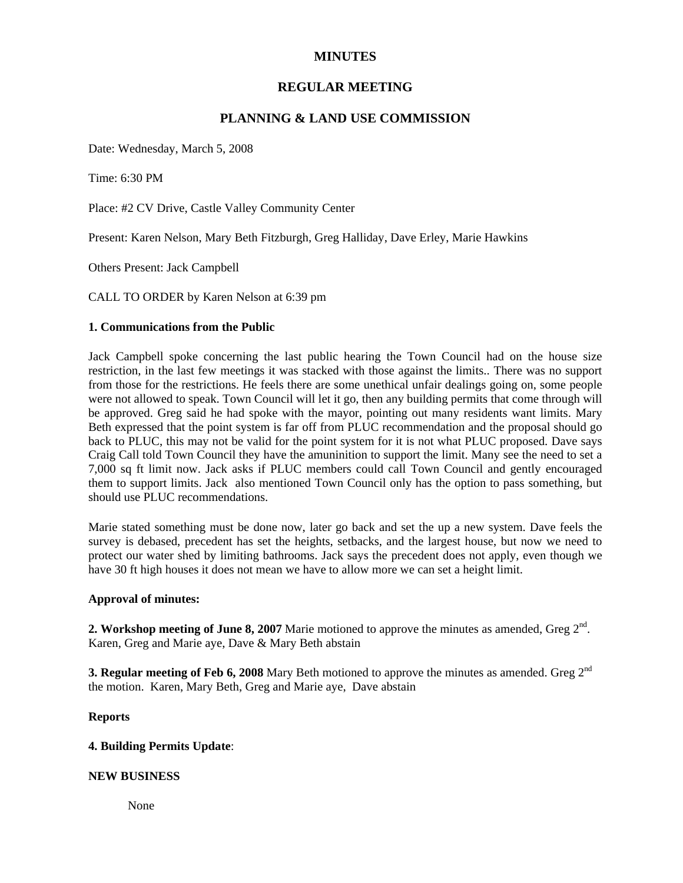# MINUTES

## REGULAR MEETING

## PLANNING & LAND USE COMMISSION

Date: Wednesday, March 5, 2008

Time: 6:30 PM

Place: #2 CV Drive, Castle Valley Community Center

Present: Karen Nelson, Mary Beth Fitzburgh, Greg Halliday, Dave Erley, Marie Hawkins

Others Present: Jack Campbell

CALL TO ORDER by Karen Nelson at 6:39 pm

**1. Communications from the Public**

Jack Campbell spoke concerning the last public hearing the Town Council had on the house size restriction, in the last few meetings it was stacked with those against the limits.. There was no support from those for the restrictions. He feels there are some unethical unfair dealings going on, some people were not allowed to speak. Town Council will let it go, then any building permits that come through will be approved. Greg said he had spoke with the mayor, pointing out many residents want limits. Mary Beth expressed that the point system is far off from PLUC recommendation and the proposal should go back to PLUC, this may not be valid for the point system for it is not what PLUC proposed. Dave says Craig Call told Town Council they have the amuninition to support the limit. Many see the need to set a 7,000 sq ft limit now. Jack asks if PLUC members could call Town Council and gently encouraged them to support limits. Jack also mentioned Town Council only has the option to pass something, but should use PLUC recommendations.

Marie stated something must be done now, later go back and set the up a new system. Dave feels the survey is debased, precedent has set the heights, setbacks, and the largest house, but now we need to protect our water shed by limiting bathrooms. Jack says the precedent does not apply, even though we have 30 ft high houses it does not mean we have to allow more we can set a height limit.

**Approval of minutes:**

**2. Workshop meeting of June 8, 2007** Marie motioned to approve the minutes as amended, Greg 2nd. Karen, Greg and Marie aye, Dave & Mary Beth abstain

**3. Regular meeting of Feb 6, 2008** Mary Beth motioned to approve the minutes as amended. Greg 2nd the motion. Karen, Mary Beth, Greg and Marie aye, Dave abstain

**Reports**

**4. Building Permits Update**:

**NEW BUSINESS**

None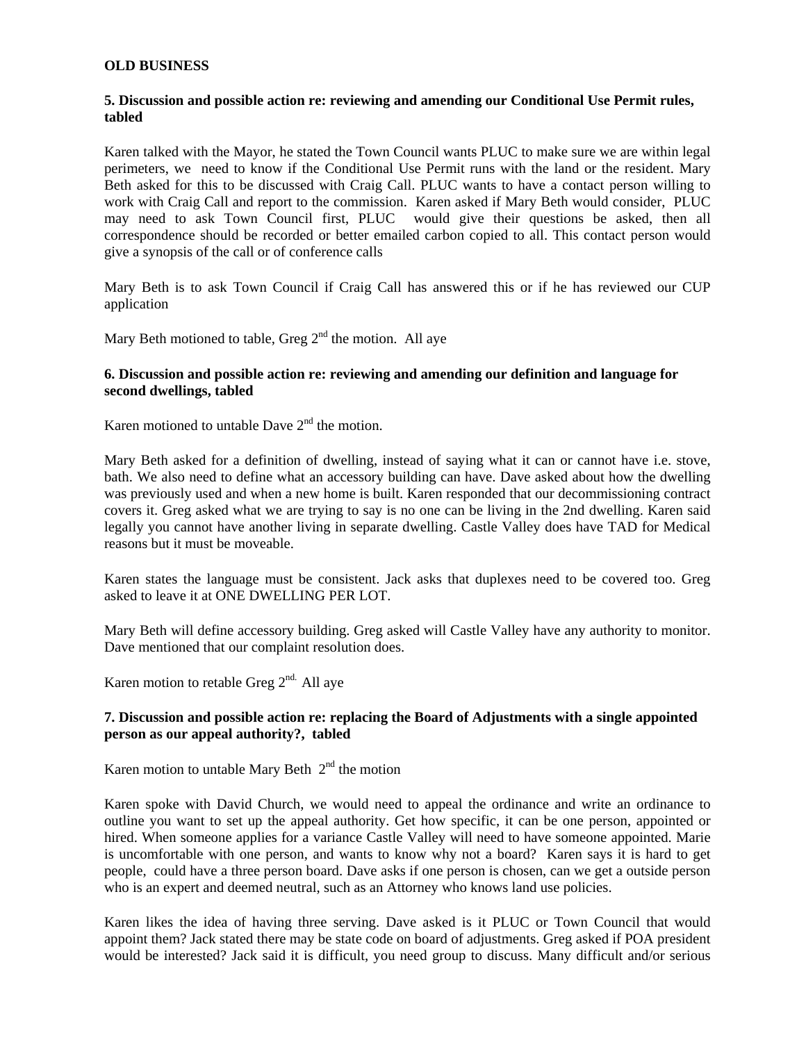**OLD BUSINESS**

**5. Discussion and possible action re: reviewing and amending our Conditional Use Permit rules, tabled**

Karen talked with the Mayor, he stated the Town Council wants PLUC to make sure we are within legal perimeters, we need to know if the Conditional Use Permit runs with the land or the resident. Mary Beth asked for this to be discussed with Craig Call. PLUC wants to have a contact person willing to work with Craig Call and report to the commission. Karen asked if Mary Beth would consider, PLUC may need to ask Town Council first, PLUC would give their questions be asked, then all correspondence should be recorded or better emailed carbon copied to all. This contact person would give a synopsis of the call or of conference calls

Mary Beth is to ask Town Council if Craig Call has answered this or if he has reviewed our CUP application

Mary Beth motioned to table, Greg 2nd the motion. All aye

**6. Discussion and possible action re: reviewing and amending our definition and language for second dwellings, tabled**

Karen motioned to untable Dave 2nd the motion.

Mary Beth asked for a definition of dwelling, instead of saying what it can or cannot have i.e. stove, bath. We also need to define what an accessory building can have. Dave asked about how the dwelling was previously used and when a new home is built. Karen responded that our decommissioning contract covers it. Greg asked what we are trying to say is no one can be living in the 2nd dwelling. Karen said legally you cannot have another living in separate dwelling. Castle Valley does have TAD for Medical reasons but it must be moveable.

Karen states the language must be consistent. Jack asks that duplexes need to be covered too. Greg asked to leave it at ONE DWELLING PER LOT.

Mary Beth will define accessory building. Greg asked will Castle Valley have any authority to monitor. Dave mentioned that our complaint resolution does.

Karen motion to retable Greg 2nd. All aye

**7. Discussion and possible action re: replacing the Board of Adjustments with a single appointed person as our appeal authority?, tabled**

Karen motion to untable Mary Beth 2nd the motion

Karen spoke with David Church, we would need to appeal the ordinance and write an ordinance to outline you want to set up the appeal authority. Get how specific, it can be one person, appointed or hired. When someone applies for a variance Castle Valley will need to have someone appointed. Marie is uncomfortable with one person, and wants to know why not a board? Karen says it is hard to get people, could have a three person board. Dave asks if one person is chosen, can we get a outside person who is an expert and deemed neutral, such as an Attorney who knows land use policies.

Karen likes the idea of having three serving. Dave asked is it PLUC or Town Council that would appoint them? Jack stated there may be state code on board of adjustments. Greg asked if POA president would be interested? Jack said it is difficult, you need group to discuss. Many difficult and/or serious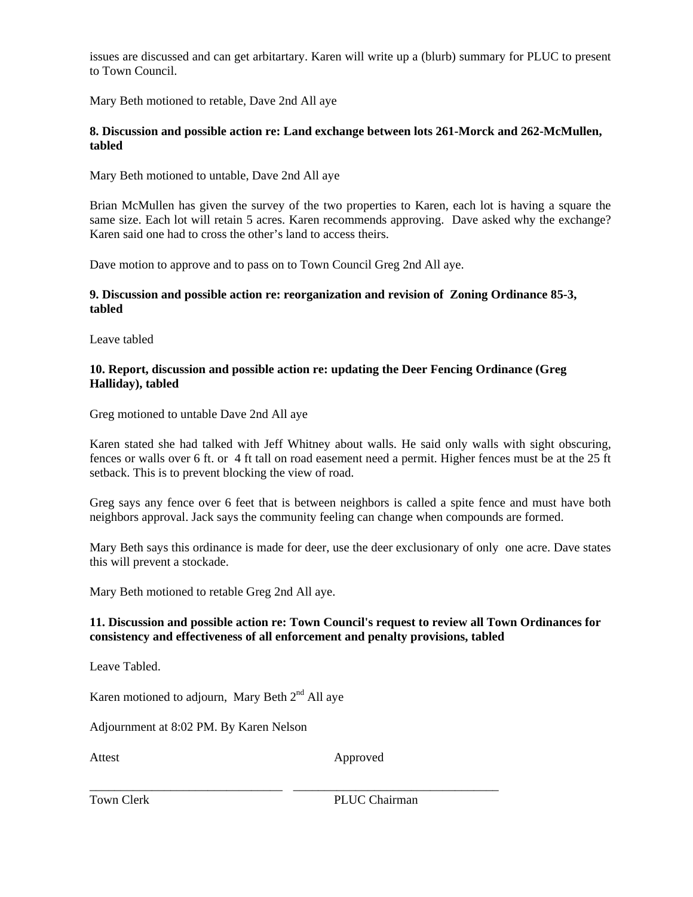issues are discussed and can get arbitartary. Karen will write up a (blurb) summary for PLUC to present to Town Council.

Mary Beth motioned to retable, Dave 2nd All aye

**8. Discussion and possible action re: Land exchange between lots 261-Morck and 262-McMullen, tabled**

Mary Beth motioned to untable, Dave 2nd All aye

Brian McMullen has given the survey of the two properties to Karen, each lot is having a square the same size. Each lot will retain 5 acres. Karen recommends approving. Dave asked why the exchange? Karen said one had to cross the other's land to access theirs.

Dave motion to approve and to pass on to Town Council Greg 2nd All aye.

**9. Discussion and possible action re: reorganization and revision of Zoning Ordinance 85-3, tabled**

Leave tabled

**10. Report, discussion and possible action re: updating the Deer Fencing Ordinance (Greg Halliday), tabled**

Greg motioned to untable Dave 2nd All aye

Karen stated she had talked with Jeff Whitney about walls. He said only walls with sight obscuring, fences or walls over 6 ft. or 4 ft tall on road easement need a permit. Higher fences must be at the 25 ft setback. This is to prevent blocking the view of road.

Greg says any fence over 6 feet that is between neighbors is called a spite fence and must have both neighbors approval. Jack says the community feeling can change when compounds are formed.

Mary Beth says this ordinance is made for deer, use the deer exclusionary of only one acre. Dave states this will prevent a stockade.

Mary Beth motioned to retable Greg 2nd All aye.

**11. Discussion and possible action re: Town Council's request to review all Town Ordinances for consistency and effectiveness of all enforcement and penalty provisions, tabled**

Leave Tabled.

Karen motioned to adjourn, Mary Beth 2nd All aye

Adjournment at 8:02 PM. By Karen Nelson

Attest Approved

_______________________________ _________________________________

Town Clerk PLUC Chairman